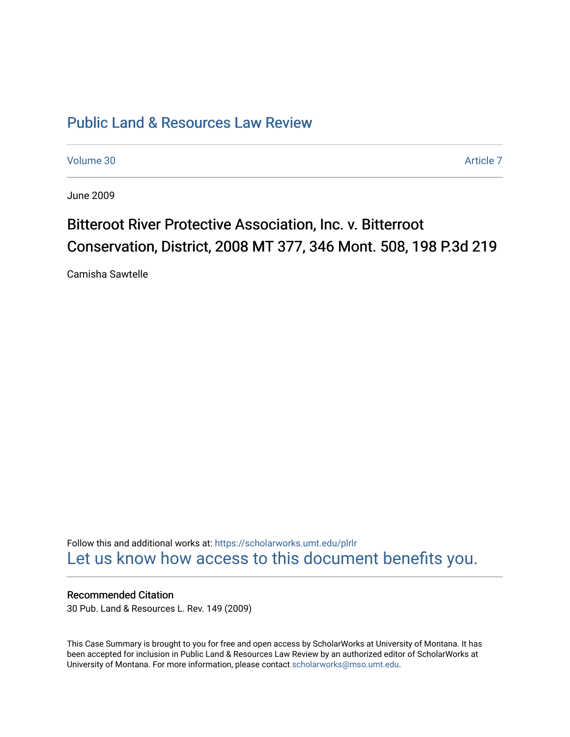# Public Land & Resources Law Review

Volume 30 | Article 7

June 2009

## Bitteroot River Protective Association, Inc. v. Bitterroot Conservation, District, 2008 MT 377, 346 Mont. 508, 198 P.3d 219

Camisha Sawtelle

Follow this and additional works at: https://scholarworks.umt.edu/plrlr

Let us know how access to this document benefits you.

### Recommended Citation

30 Pub. Land & Resources L. Rev. 149 (2009)

This Case Summary is brought to you for free and open access by ScholarWorks at University of Montana. It has been accepted for inclusion in Public Land & Resources Law Review by an authorized editor of ScholarWorks at University of Montana. For more information, please contact scholarworks@mso.umt.edu.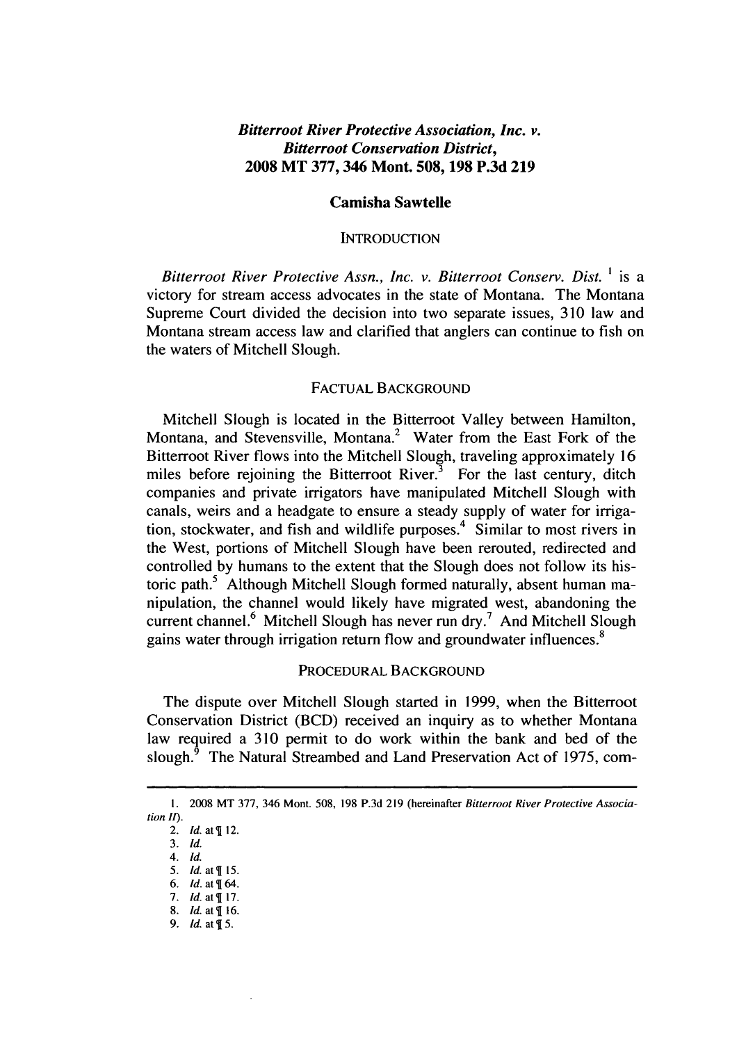## *Bitterroot River Protective Association, Inc. v. Bitterroot Conservation District*, 2008 MT 377, 346 Mont. 508, 198 P.3d 219

**Camisha Sawtelle**

### INTRODUCTION

*Bitterroot River Protective Assn., Inc. v. Bitterroot Conserv. Dist.* [1] is a victory for stream access advocates in the state of Montana. The Montana Supreme Court divided the decision into two separate issues, 310 law and Montana stream access law and clarified that anglers can continue to fish on the waters of Mitchell Slough.

### FACTUAL BACKGROUND

Mitchell Slough is located in the Bitterroot Valley between Hamilton, Montana, and Stevensville, Montana.[2] Water from the East Fork of the Bitterroot River flows into the Mitchell Slough, traveling approximately 16 miles before rejoining the Bitterroot River.[3] For the last century, ditch companies and private irrigators have manipulated Mitchell Slough with canals, weirs and a headgate to ensure a steady supply of water for irrigation, stockwater, and fish and wildlife purposes.[4] Similar to most rivers in the West, portions of Mitchell Slough have been rerouted, redirected and controlled by humans to the extent that the Slough does not follow its historic path.[5] Although Mitchell Slough formed naturally, absent human manipulation, the channel would likely have migrated west, abandoning the current channel.[6] Mitchell Slough has never run dry.[7] And Mitchell Slough gains water through irrigation return flow and groundwater influences.[8]

### PROCEDURAL BACKGROUND

The dispute over Mitchell Slough started in 1999, when the Bitterroot Conservation District (BCD) received an inquiry as to whether Montana law required a 310 permit to do work within the bank and bed of the slough.[9] The Natural Streambed and Land Preservation Act of 1975, com-

---

1. 2008 MT 377, 346 Mont. 508, 198 P.3d 219 (hereinafter *Bitterroot River Protective Association II*).
2. *Id.* at ¶ 12.
3. *Id.*
4. *Id.*
5. *Id.* at ¶ 15.
6. *Id.* at ¶ 64.
7. *Id.* at ¶ 17.
8. *Id.* at ¶ 16.
9. *Id.* at ¶ 5.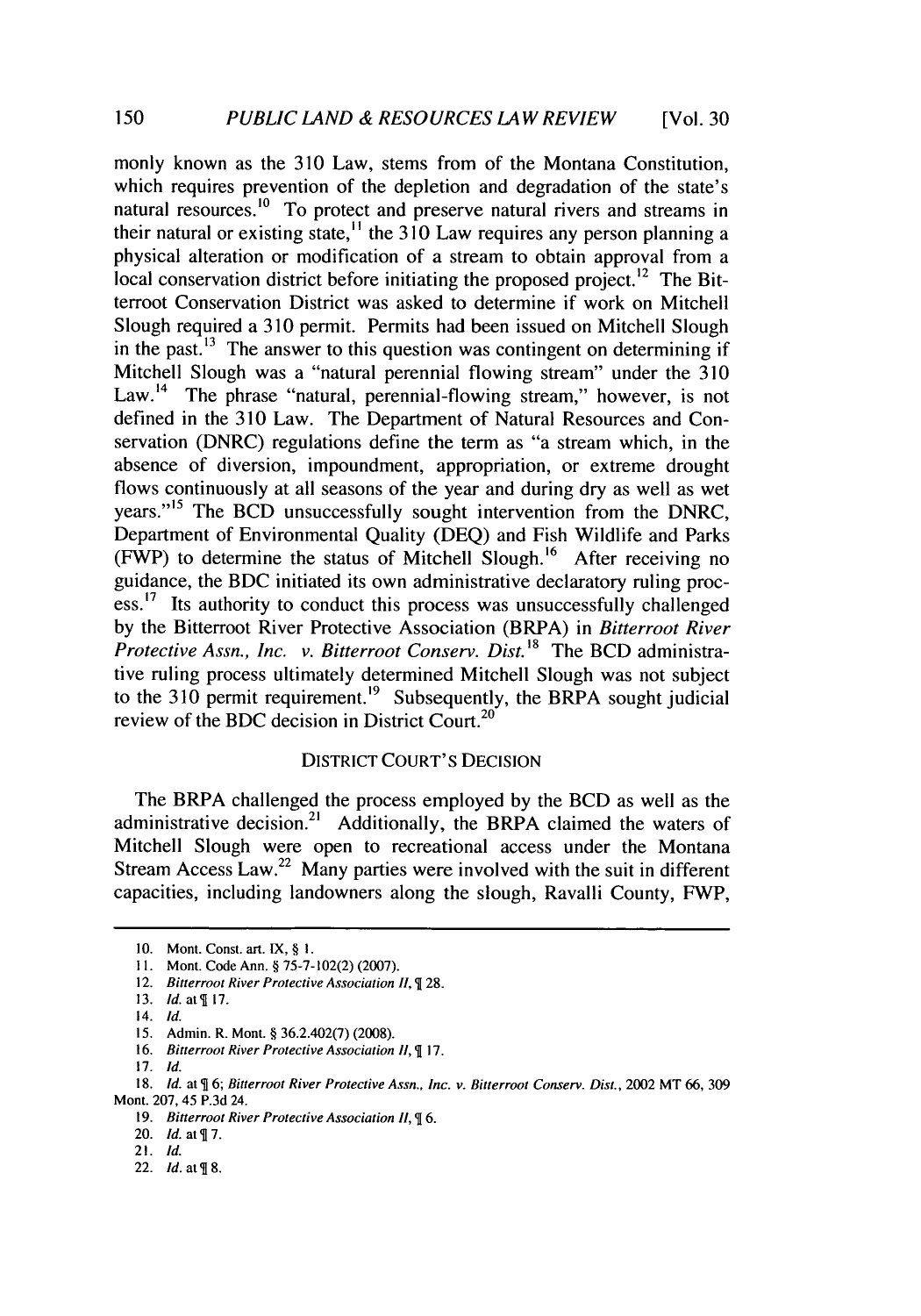monly known as the 310 Law, stems from of the Montana Constitution, which requires prevention of the depletion and degradation of the state's natural resources.[10] To protect and preserve natural rivers and streams in their natural or existing state,[11] the 310 Law requires any person planning a physical alteration or modification of a stream to obtain approval from a local conservation district before initiating the proposed project.[12] The Bitterroot Conservation District was asked to determine if work on Mitchell Slough required a 310 permit. Permits had been issued on Mitchell Slough in the past.[13] The answer to this question was contingent on determining if Mitchell Slough was a "natural perennial flowing stream" under the 310 Law.[14] The phrase "natural, perennial-flowing stream," however, is not defined in the 310 Law. The Department of Natural Resources and Conservation (DNRC) regulations define the term as "a stream which, in the absence of diversion, impoundment, appropriation, or extreme drought flows continuously at all seasons of the year and during dry as well as wet years."[15] The BCD unsuccessfully sought intervention from the DNRC, Department of Environmental Quality (DEQ) and Fish Wildlife and Parks (FWP) to determine the status of Mitchell Slough.[16] After receiving no guidance, the BDC initiated its own administrative declaratory ruling process.[17] Its authority to conduct this process was unsuccessfully challenged by the Bitterroot River Protective Association (BRPA) in *Bitterroot River Protective Assn., Inc. v. Bitterroot Conserv. Dist.*[18] The BCD administrative ruling process ultimately determined Mitchell Slough was not subject to the 310 permit requirement.[19] Subsequently, the BRPA sought judicial review of the BDC decision in District Court.[20]

## DISTRICT COURT'S DECISION

The BRPA challenged the process employed by the BCD as well as the administrative decision.[21] Additionally, the BRPA claimed the waters of Mitchell Slough were open to recreational access under the Montana Stream Access Law.[22] Many parties were involved with the suit in different capacities, including landowners along the slough, Ravalli County, FWP,

---

10. Mont. Const. art. IX, § 1.
11. Mont. Code Ann. § 75-7-102(2) (2007).
12. *Bitterroot River Protective Association II*, ¶ 28.
13. *Id.* at ¶ 17.
14. *Id.*
15. Admin. R. Mont. § 36.2.402(7) (2008).
16. *Bitterroot River Protective Association II*, ¶ 17.
17. *Id.*
18. *Id.* at ¶ 6; *Bitterroot River Protective Assn., Inc. v. Bitterroot Conserv. Dist.*, 2002 MT 66, 309 Mont. 207, 45 P.3d 24.
19. *Bitterroot River Protective Association II*, ¶ 6.
20. *Id.* at ¶ 7.
21. *Id.*
22. *Id.* at ¶ 8.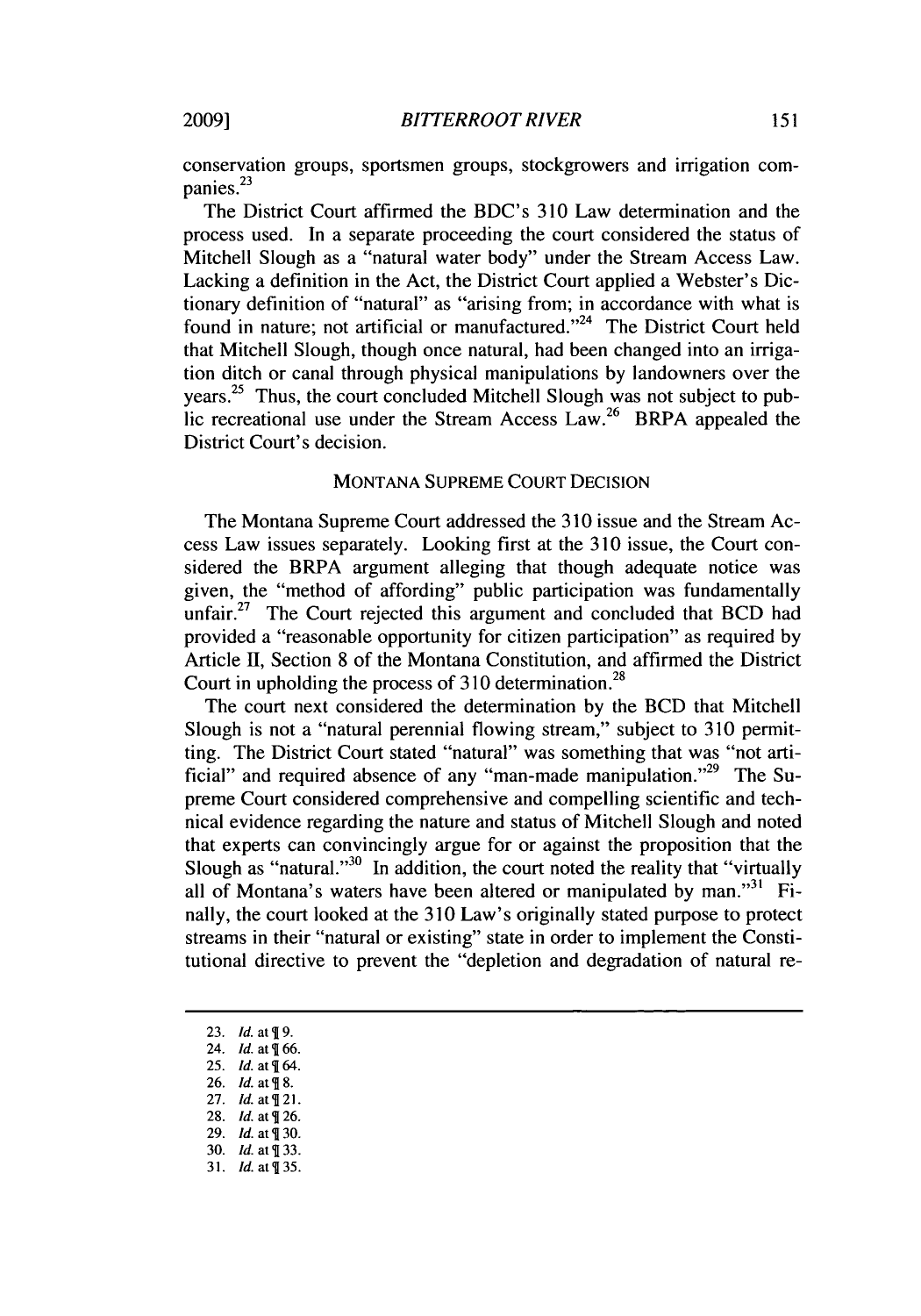conservation groups, sportsmen groups, stockgrowers and irrigation companies.[23]

The District Court affirmed the BDC's 310 Law determination and the process used. In a separate proceeding the court considered the status of Mitchell Slough as a "natural water body" under the Stream Access Law. Lacking a definition in the Act, the District Court applied a Webster's Dictionary definition of "natural" as "arising from; in accordance with what is found in nature; not artificial or manufactured."[24] The District Court held that Mitchell Slough, though once natural, had been changed into an irrigation ditch or canal through physical manipulations by landowners over the years.[25] Thus, the court concluded Mitchell Slough was not subject to public recreational use under the Stream Access Law.[26] BRPA appealed the District Court's decision.

## MONTANA SUPREME COURT DECISION

The Montana Supreme Court addressed the 310 issue and the Stream Access Law issues separately. Looking first at the 310 issue, the Court considered the BRPA argument alleging that though adequate notice was given, the "method of affording" public participation was fundamentally unfair.[27] The Court rejected this argument and concluded that BCD had provided a "reasonable opportunity for citizen participation" as required by Article II, Section 8 of the Montana Constitution, and affirmed the District Court in upholding the process of 310 determination.[28]

The court next considered the determination by the BCD that Mitchell Slough is not a "natural perennial flowing stream," subject to 310 permitting. The District Court stated "natural" was something that was "not artificial" and required absence of any "man-made manipulation."[29] The Supreme Court considered comprehensive and compelling scientific and technical evidence regarding the nature and status of Mitchell Slough and noted that experts can convincingly argue for or against the proposition that the Slough as "natural."[30] In addition, the court noted the reality that "virtually all of Montana's waters have been altered or manipulated by man."[31] Finally, the court looked at the 310 Law's originally stated purpose to protect streams in their "natural or existing" state in order to implement the Constitutional directive to prevent the "depletion and degradation of natural re-

---

23. *Id.* at ¶ 9.
24. *Id.* at ¶ 66.
25. *Id.* at ¶ 64.
26. *Id.* at ¶ 8.
27. *Id.* at ¶ 21.
28. *Id.* at ¶ 26.
29. *Id.* at ¶ 30.
30. *Id.* at ¶ 33.
31. *Id.* at ¶ 35.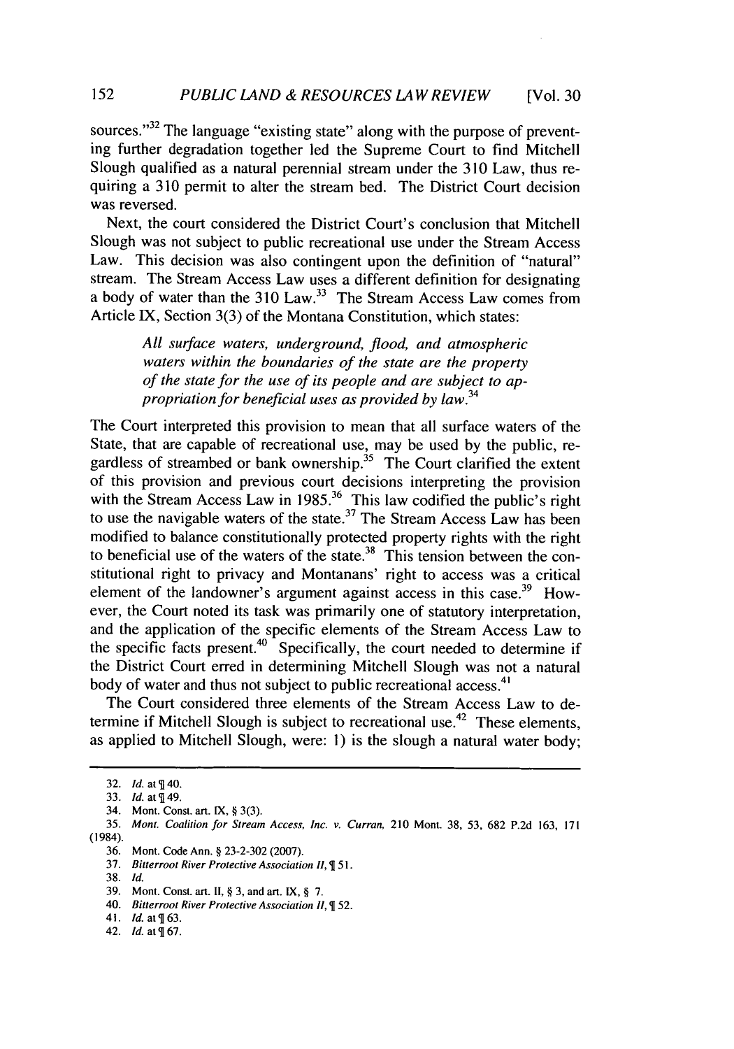sources."[32] The language "existing state" along with the purpose of preventing further degradation together led the Supreme Court to find Mitchell Slough qualified as a natural perennial stream under the 310 Law, thus requiring a 310 permit to alter the stream bed. The District Court decision was reversed.

Next, the court considered the District Court's conclusion that Mitchell Slough was not subject to public recreational use under the Stream Access Law. This decision was also contingent upon the definition of "natural" stream. The Stream Access Law uses a different definition for designating a body of water than the 310 Law.[33] The Stream Access Law comes from Article IX, Section 3(3) of the Montana Constitution, which states:

> *All surface waters, underground, flood, and atmospheric waters within the boundaries of the state are the property of the state for the use of its people and are subject to appropriation for beneficial uses as provided by law.*[34]

The Court interpreted this provision to mean that all surface waters of the State, that are capable of recreational use, may be used by the public, regardless of streambed or bank ownership.[35] The Court clarified the extent of this provision and previous court decisions interpreting the provision with the Stream Access Law in 1985.[36] This law codified the public's right to use the navigable waters of the state.[37] The Stream Access Law has been modified to balance constitutionally protected property rights with the right to beneficial use of the waters of the state.[38] This tension between the constitutional right to privacy and Montanans' right to access was a critical element of the landowner's argument against access in this case.[39] However, the Court noted its task was primarily one of statutory interpretation, and the application of the specific elements of the Stream Access Law to the specific facts present.[40] Specifically, the court needed to determine if the District Court erred in determining Mitchell Slough was not a natural body of water and thus not subject to public recreational access.[41]

The Court considered three elements of the Stream Access Law to determine if Mitchell Slough is subject to recreational use.[42] These elements, as applied to Mitchell Slough, were: 1) is the slough a natural water body;

---

32. *Id.* at ¶ 40.
33. *Id.* at ¶ 49.
34. Mont. Const. art. IX, § 3(3).
35. *Mont. Coalition for Stream Access, Inc. v. Curran*, 210 Mont. 38, 53, 682 P.2d 163, 171 (1984).
36. Mont. Code Ann. § 23-2-302 (2007).
37. *Bitterroot River Protective Association II*, ¶ 51.
38. *Id.*
39. Mont. Const. art. II, § 3, and art. IX, § 7.
40. *Bitterroot River Protective Association II*, ¶ 52.
41. *Id.* at ¶ 63.
42. *Id.* at ¶ 67.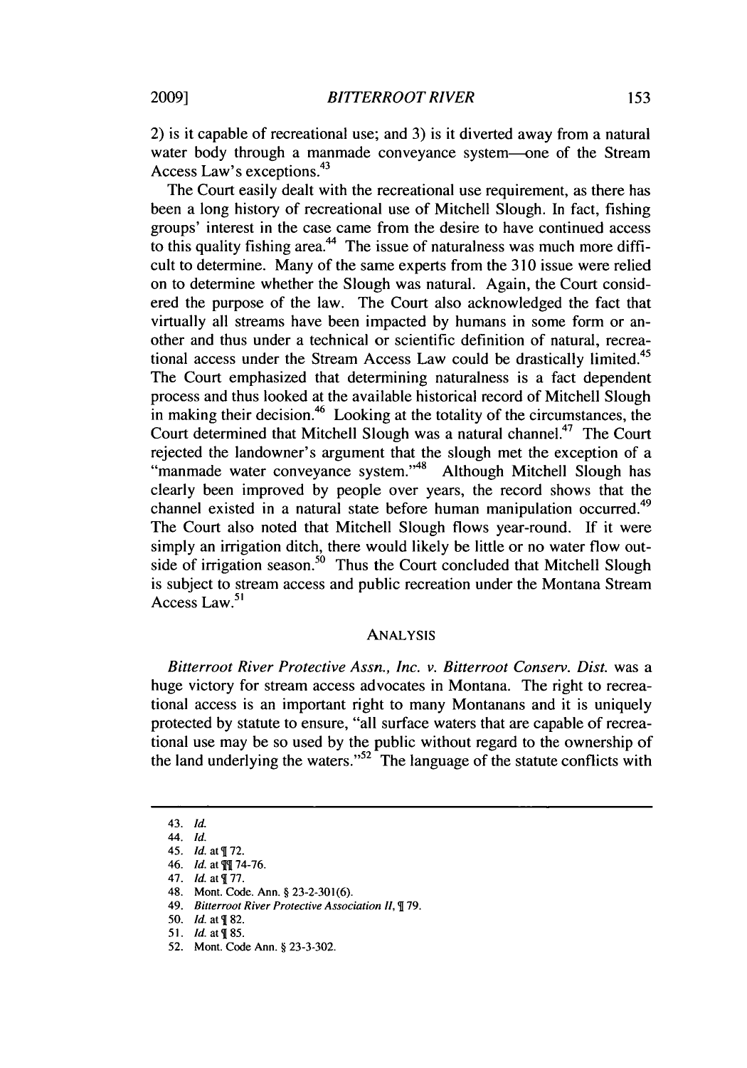2) is it capable of recreational use; and 3) is it diverted away from a natural water body through a manmade conveyance system—one of the Stream Access Law's exceptions.[43]

The Court easily dealt with the recreational use requirement, as there has been a long history of recreational use of Mitchell Slough. In fact, fishing groups' interest in the case came from the desire to have continued access to this quality fishing area.[44] The issue of naturalness was much more difficult to determine. Many of the same experts from the 310 issue were relied on to determine whether the Slough was natural. Again, the Court considered the purpose of the law. The Court also acknowledged the fact that virtually all streams have been impacted by humans in some form or another and thus under a technical or scientific definition of natural, recreational access under the Stream Access Law could be drastically limited.[45] The Court emphasized that determining naturalness is a fact dependent process and thus looked at the available historical record of Mitchell Slough in making their decision.[46] Looking at the totality of the circumstances, the Court determined that Mitchell Slough was a natural channel.[47] The Court rejected the landowner's argument that the slough met the exception of a "manmade water conveyance system."[48] Although Mitchell Slough has clearly been improved by people over years, the record shows that the channel existed in a natural state before human manipulation occurred.[49] The Court also noted that Mitchell Slough flows year-round. If it were simply an irrigation ditch, there would likely be little or no water flow outside of irrigation season.[50] Thus the Court concluded that Mitchell Slough is subject to stream access and public recreation under the Montana Stream Access Law.[51]

## ANALYSIS

*Bitterroot River Protective Assn., Inc. v. Bitterroot Conserv. Dist.* was a huge victory for stream access advocates in Montana. The right to recreational access is an important right to many Montanans and it is uniquely protected by statute to ensure, "all surface waters that are capable of recreational use may be so used by the public without regard to the ownership of the land underlying the waters."[52] The language of the statute conflicts with

---

43. *Id.*
44. *Id.*
45. *Id.* at ¶ 72.
46. *Id.* at ¶¶ 74-76.
47. *Id.* at ¶ 77.
48. Mont. Code. Ann. § 23-2-301(6).
49. *Bitterroot River Protective Association II*, ¶ 79.
50. *Id.* at ¶ 82.
51. *Id.* at ¶ 85.
52. Mont. Code Ann. § 23-3-302.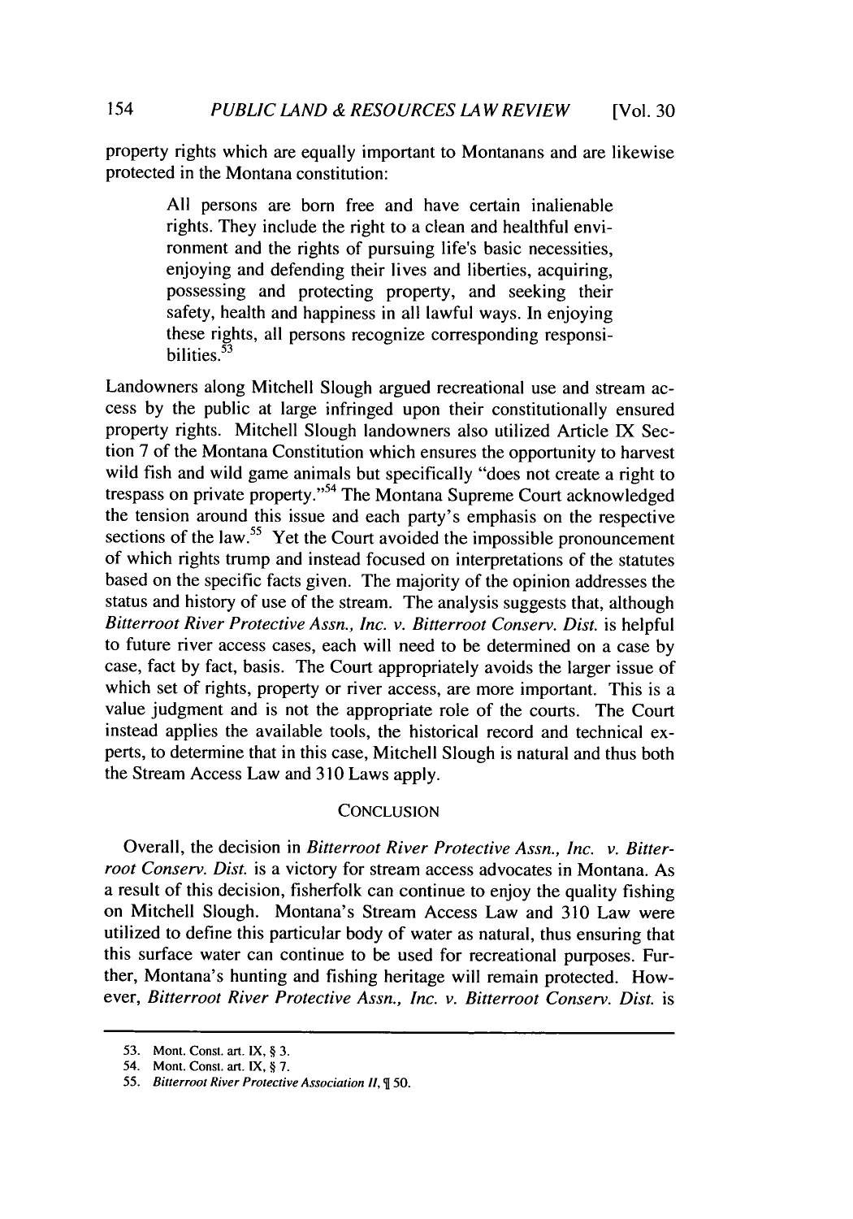property rights which are equally important to Montanans and are likewise protected in the Montana constitution:

> All persons are born free and have certain inalienable rights. They include the right to a clean and healthful environment and the rights of pursuing life's basic necessities, enjoying and defending their lives and liberties, acquiring, possessing and protecting property, and seeking their safety, health and happiness in all lawful ways. In enjoying these rights, all persons recognize corresponding responsibilities.[53]

Landowners along Mitchell Slough argued recreational use and stream access by the public at large infringed upon their constitutionally ensured property rights. Mitchell Slough landowners also utilized Article IX Section 7 of the Montana Constitution which ensures the opportunity to harvest wild fish and wild game animals but specifically "does not create a right to trespass on private property."[54] The Montana Supreme Court acknowledged the tension around this issue and each party's emphasis on the respective sections of the law.[55] Yet the Court avoided the impossible pronouncement of which rights trump and instead focused on interpretations of the statutes based on the specific facts given. The majority of the opinion addresses the status and history of use of the stream. The analysis suggests that, although *Bitterroot River Protective Assn., Inc. v. Bitterroot Conserv. Dist.* is helpful to future river access cases, each will need to be determined on a case by case, fact by fact, basis. The Court appropriately avoids the larger issue of which set of rights, property or river access, are more important. This is a value judgment and is not the appropriate role of the courts. The Court instead applies the available tools, the historical record and technical experts, to determine that in this case, Mitchell Slough is natural and thus both the Stream Access Law and 310 Laws apply.

## CONCLUSION

Overall, the decision in *Bitterroot River Protective Assn., Inc. v. Bitterroot Conserv. Dist.* is a victory for stream access advocates in Montana. As a result of this decision, fisherfolk can continue to enjoy the quality fishing on Mitchell Slough. Montana's Stream Access Law and 310 Law were utilized to define this particular body of water as natural, thus ensuring that this surface water can continue to be used for recreational purposes. Further, Montana's hunting and fishing heritage will remain protected. However, *Bitterroot River Protective Assn., Inc. v. Bitterroot Conserv. Dist.* is

---

53. Mont. Const. art. IX, § 3.

54. Mont. Const. art. IX, § 7.

55. *Bitterroot River Protective Association II*, ¶ 50.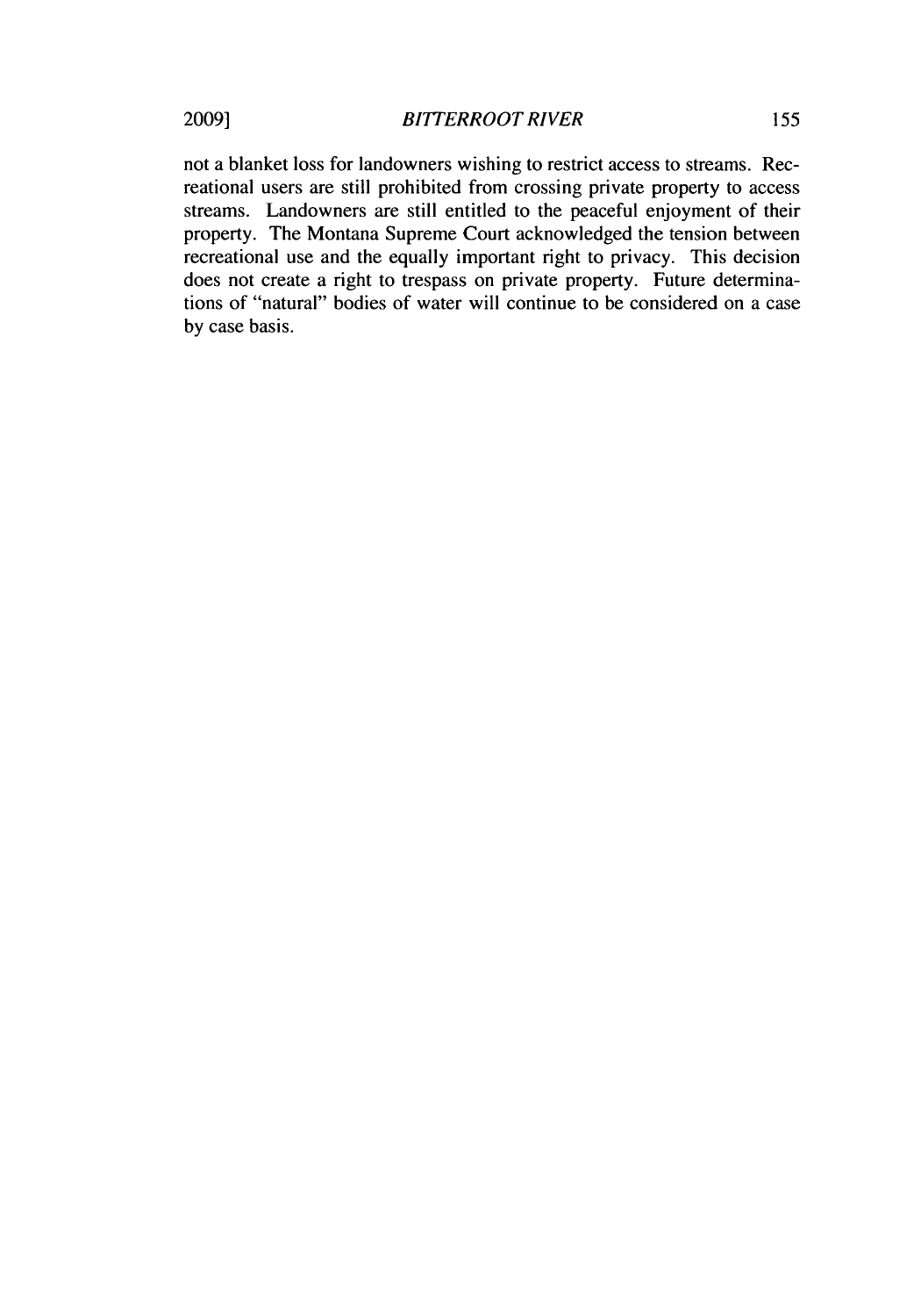not a blanket loss for landowners wishing to restrict access to streams. Recreational users are still prohibited from crossing private property to access streams. Landowners are still entitled to the peaceful enjoyment of their property. The Montana Supreme Court acknowledged the tension between recreational use and the equally important right to privacy. This decision does not create a right to trespass on private property. Future determinations of "natural" bodies of water will continue to be considered on a case by case basis.